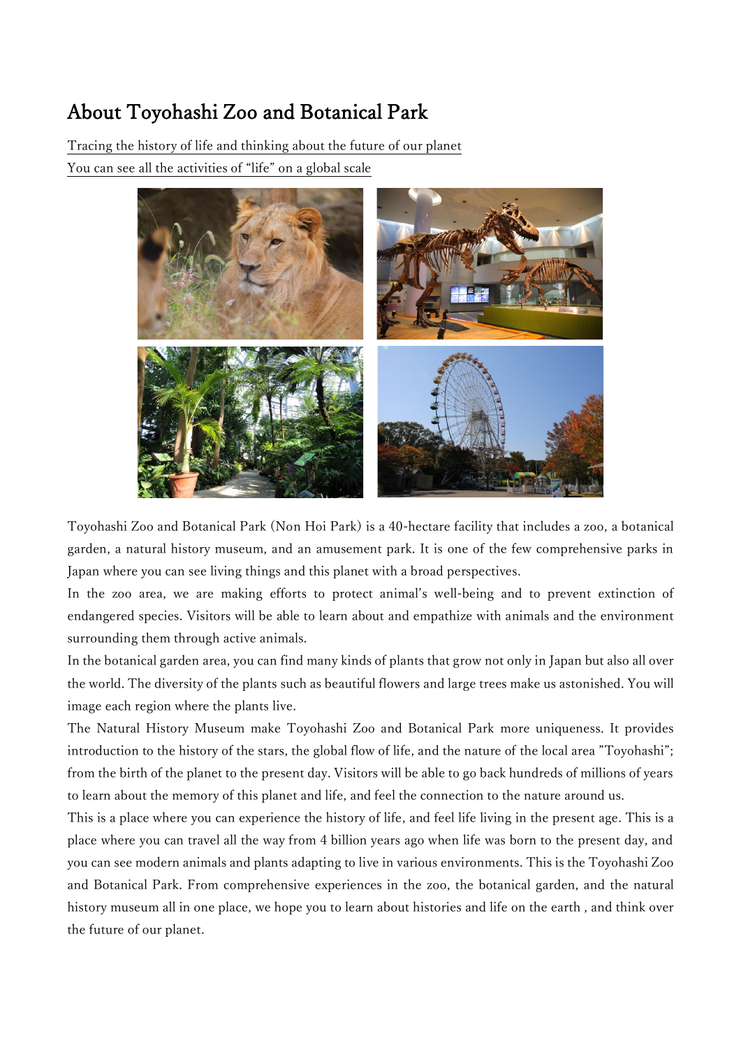# About Toyohashi Zoo and Botanical Park

Tracing the history of life and thinking about the future of our planet

You can see all the activities of “life” on a global scale

Toyohashi Zoo and Botanical Park (Non Hoi Park) is a 40-hectare facility that includes a zoo, a botanical garden, a natural history museum, and an amusement park. It is one of the few comprehensive parks in Japan where you can see living things and this planet with a broad perspectives.

In the zoo area, we are making efforts to protect animal’s well-being and to prevent extinction of endangered species. Visitors will be able to learn about and empathize with animals and the environment surrounding them through active animals.

In the botanical garden area, you can find many kinds of plants that grow not only in Japan but also all over the world. The diversity of the plants such as beautiful flowers and large trees make us astonished. You will image each region where the plants live.

The Natural History Museum make Toyohashi Zoo and Botanical Park more uniqueness. It provides introduction to the history of the stars, the global flow of life, and the nature of the local area ”Toyohashi”; from the birth of the planet to the present day. Visitors will be able to go back hundreds of millions of years to learn about the memory of this planet and life, and feel the connection to the nature around us.

This is a place where you can experience the history of life, and feel life living in the present age. This is a place where you can travel all the way from 4 billion years ago when life was born to the present day, and you can see modern animals and plants adapting to live in various environments. This is the Toyohashi Zoo and Botanical Park. From comprehensive experiences in the zoo, the botanical garden, and the natural history museum all in one place, we hope you to learn about histories and life on the earth , and think over the future of our planet.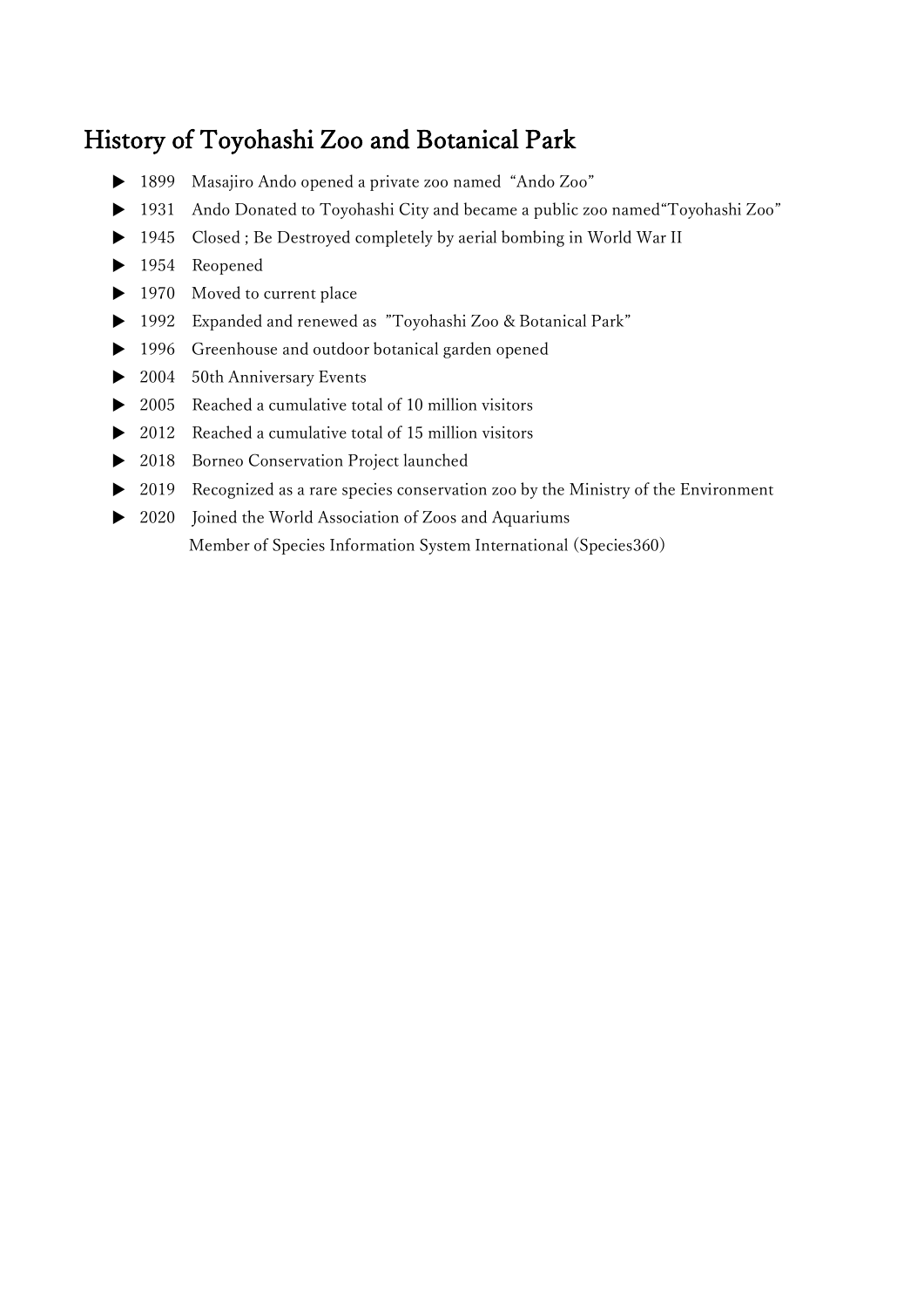# History of Toyohashi Zoo and Botanical Park

- 1899 Masajiro Ando opened a private zoo named "Ando Zoo"
- 1931 Ando Donated to Toyohashi City and became a public zoo named"Toyohashi Zoo"
- 1945 Closed ; Be Destroyed completely by aerial bombing in World War II
- 1954 Reopened
- 1970 Moved to current place
- 1992 Expanded and renewed as "Toyohashi Zoo & Botanical Park"
- 1996 Greenhouse and outdoor botanical garden opened
- 2004 50th Anniversary Events
- 2005 Reached a cumulative total of 10 million visitors
- 2012 Reached a cumulative total of 15 million visitors
- 2018 Borneo Conservation Project launched
- 2019 Recognized as a rare species conservation zoo by the Ministry of the Environment
- 2020 Joined the World Association of Zoos and Aquariums
  Member of Species Information System International (Species360)